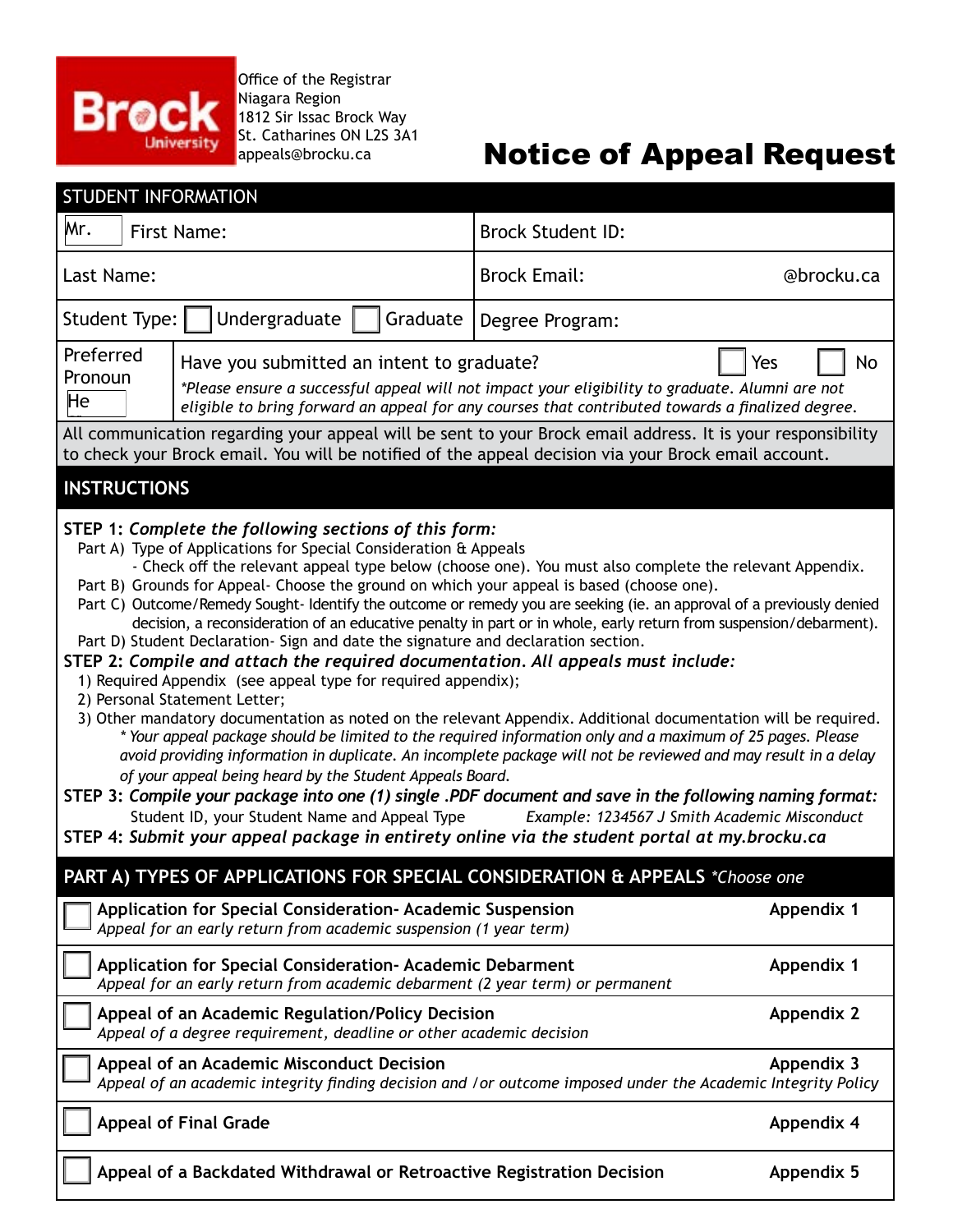Office of the Registrar
Niagara Region
1812 Sir Issac Brock Way
St. Catharines ON L2S 3A1
appeals@brocku.ca

# Notice of Appeal Request

## STUDENT INFORMATION

| | |
|---|---|
| Mr. First Name: | Brock Student ID: |
| Last Name: | Brock Email: @brocku.ca |
| Student Type: ☐ Undergraduate ☐ Graduate | Degree Program: |
| Preferred Pronoun: He | Have you submitted an intent to graduate? ☐ Yes ☐ No<br>*\*Please ensure a successful appeal will not impact your eligibility to graduate. Alumni are not eligible to bring forward an appeal for any courses that contributed towards a finalized degree.* |

All communication regarding your appeal will be sent to your Brock email address. It is your responsibility to check your Brock email. You will be notified of the appeal decision via your Brock email account.

## INSTRUCTIONS

**STEP 1:** ***Complete the following sections of this form:***

- Part A) Type of Applications for Special Consideration & Appeals
  - Check off the relevant appeal type below (choose one). You must also complete the relevant Appendix.
- Part B) Grounds for Appeal- Choose the ground on which your appeal is based (choose one).
- Part C) Outcome/Remedy Sought- Identify the outcome or remedy you are seeking (ie. an approval of a previously denied decision, a reconsideration of an educative penalty in part or in whole, early return from suspension/debarment).
- Part D) Student Declaration- Sign and date the signature and declaration section.

**STEP 2:** ***Compile and attach the required documentation. All appeals must include:***

1) Required Appendix (see appeal type for required appendix);
2) Personal Statement Letter;
3) Other mandatory documentation as noted on the relevant Appendix. Additional documentation will be required.

*\* Your appeal package should be limited to the required information only and a maximum of 25 pages. Please avoid providing information in duplicate. An incomplete package will not be reviewed and may result in a delay of your appeal being heard by the Student Appeals Board.*

**STEP 3:** ***Compile your package into one (1) single .PDF document and save in the following naming format:***

Student ID, your Student Name and Appeal Type *Example: 1234567 J Smith Academic Misconduct*

**STEP 4:** ***Submit your appeal package in entirety online via the student portal at my.brocku.ca***

## PART A) TYPES OF APPLICATIONS FOR SPECIAL CONSIDERATION & APPEALS *\*Choose one*

| | | |
|---|---|---|
| ☐ | **Application for Special Consideration- Academic Suspension**<br>*Appeal for an early return from academic suspension (1 year term)* | **Appendix 1** |
| ☐ | **Application for Special Consideration- Academic Debarment**<br>*Appeal for an early return from academic debarment (2 year term) or permanent* | **Appendix 1** |
| ☐ | **Appeal of an Academic Regulation/Policy Decision**<br>*Appeal of a degree requirement, deadline or other academic decision* | **Appendix 2** |
| ☐ | **Appeal of an Academic Misconduct Decision**<br>*Appeal of an academic integrity finding decision and /or outcome imposed under the Academic Integrity Policy* | **Appendix 3** |
| ☐ | **Appeal of Final Grade** | **Appendix 4** |
| ☐ | **Appeal of a Backdated Withdrawal or Retroactive Registration Decision** | **Appendix 5** |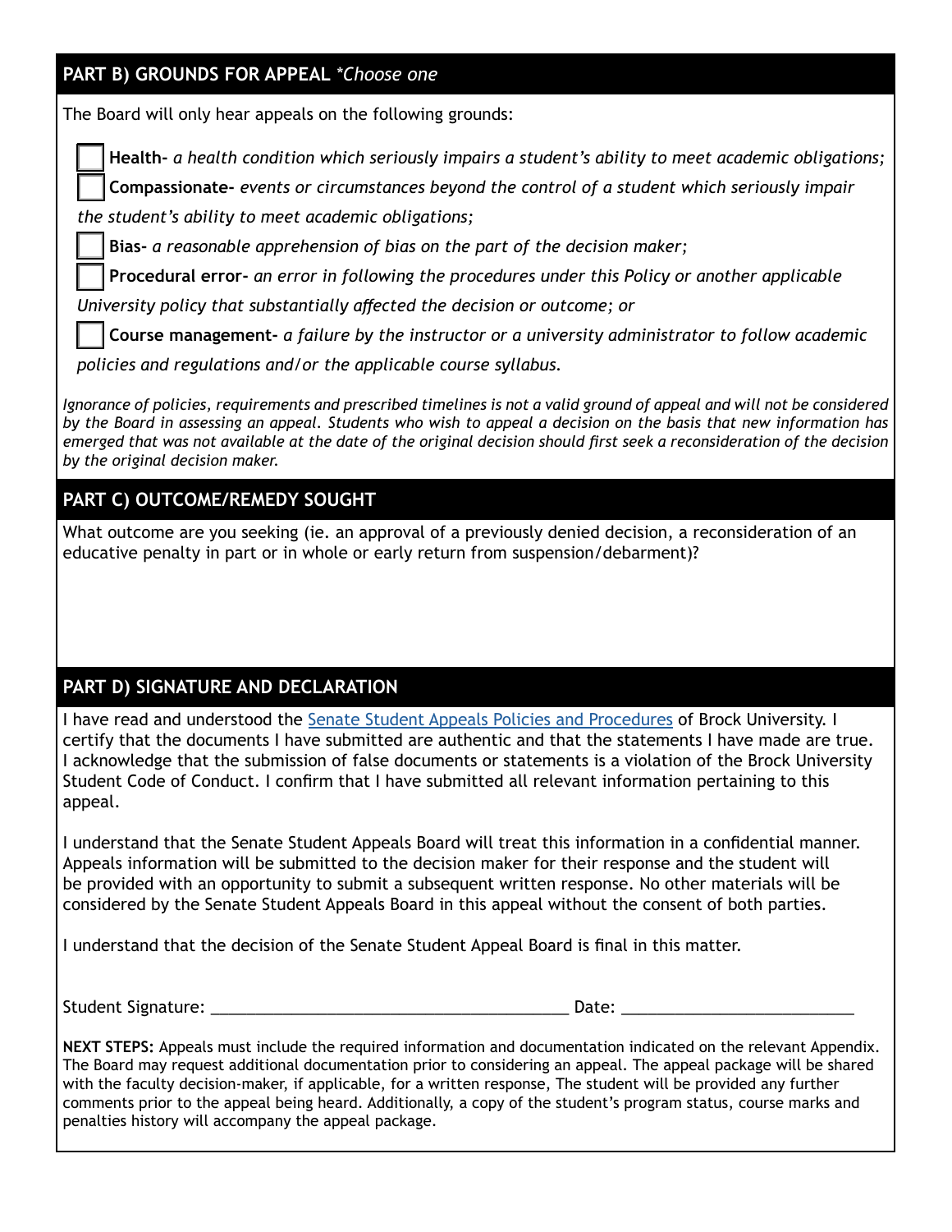## PART B) GROUNDS FOR APPEAL *\*Choose one*

The Board will only hear appeals on the following grounds:

- ☐ **Health-** *a health condition which seriously impairs a student's ability to meet academic obligations;*
- ☐ **Compassionate-** *events or circumstances beyond the control of a student which seriously impair the student's ability to meet academic obligations;*
- ☐ **Bias-** *a reasonable apprehension of bias on the part of the decision maker;*
- ☐ **Procedural error-** *an error in following the procedures under this Policy or another applicable University policy that substantially affected the decision or outcome; or*
- ☐ **Course management-** *a failure by the instructor or a university administrator to follow academic policies and regulations and/or the applicable course syllabus.*

*Ignorance of policies, requirements and prescribed timelines is not a valid ground of appeal and will not be considered by the Board in assessing an appeal. Students who wish to appeal a decision on the basis that new information has emerged that was not available at the date of the original decision should first seek a reconsideration of the decision by the original decision maker.*

## PART C) OUTCOME/REMEDY SOUGHT

What outcome are you seeking (ie. an approval of a previously denied decision, a reconsideration of an educative penalty in part or in whole or early return from suspension/debarment)?

## PART D) SIGNATURE AND DECLARATION

I have read and understood the Senate Student Appeals Policies and Procedures of Brock University. I certify that the documents I have submitted are authentic and that the statements I have made are true. I acknowledge that the submission of false documents or statements is a violation of the Brock University Student Code of Conduct. I confirm that I have submitted all relevant information pertaining to this appeal.

I understand that the Senate Student Appeals Board will treat this information in a confidential manner. Appeals information will be submitted to the decision maker for their response and the student will be provided with an opportunity to submit a subsequent written response. No other materials will be considered by the Senate Student Appeals Board in this appeal without the consent of both parties.

I understand that the decision of the Senate Student Appeal Board is final in this matter.

Student Signature: ________________________________________ Date: __________________________

**NEXT STEPS:** Appeals must include the required information and documentation indicated on the relevant Appendix. The Board may request additional documentation prior to considering an appeal. The appeal package will be shared with the faculty decision-maker, if applicable, for a written response, The student will be provided any further comments prior to the appeal being heard. Additionally, a copy of the student's program status, course marks and penalties history will accompany the appeal package.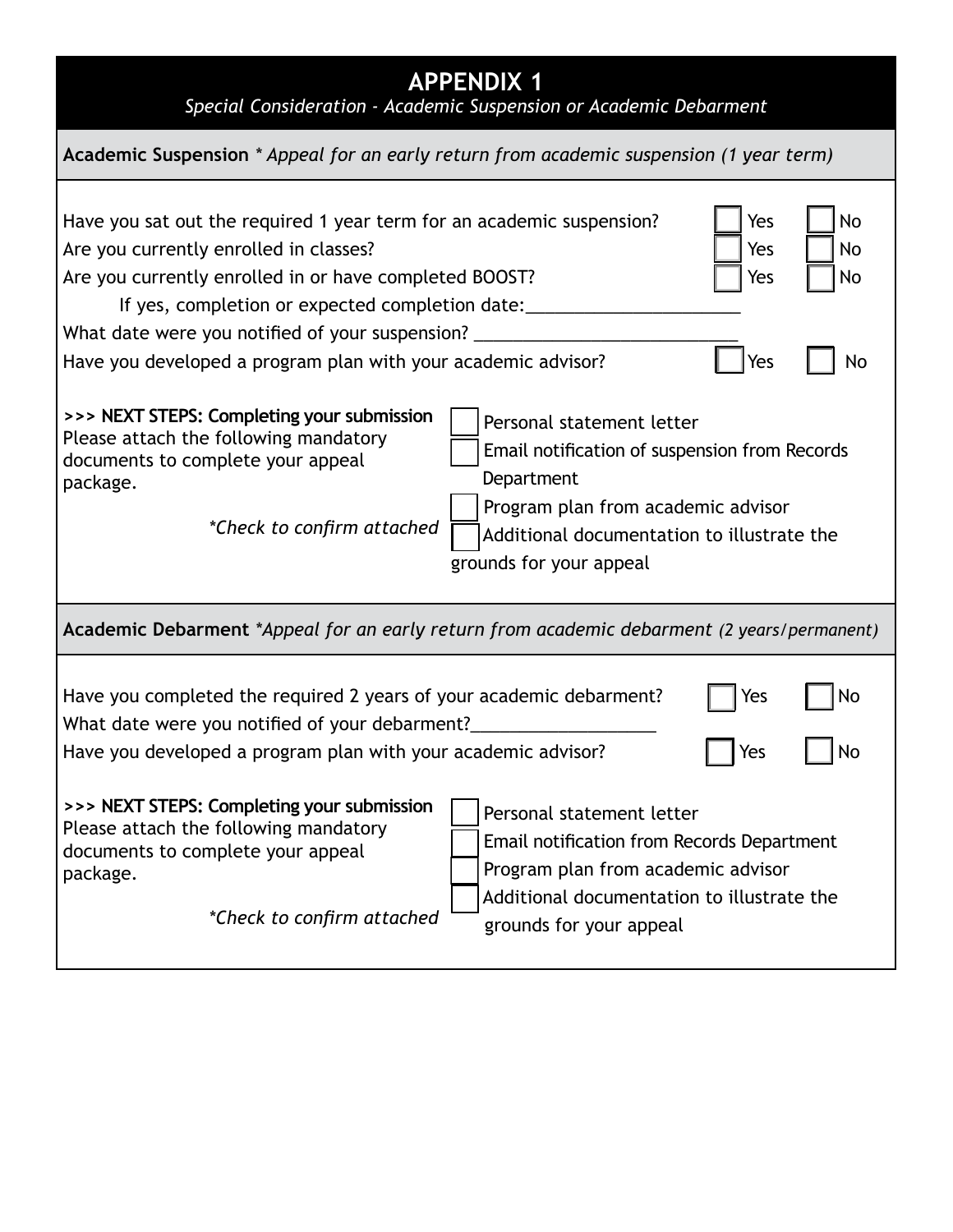# APPENDIX 1

*Special Consideration - Academic Suspension or Academic Debarment*

## Academic Suspension * *Appeal for an early return from academic suspension (1 year term)*

Have you sat out the required 1 year term for an academic suspension? ☐ Yes ☐ No

Are you currently enrolled in classes? ☐ Yes ☐ No

Are you currently enrolled in or have completed BOOST? ☐ Yes ☐ No

If yes, completion or expected completion date:_____________________

What date were you notified of your suspension? ___________________________

Have you developed a program plan with your academic advisor? ☐ Yes ☐ No

**>>> NEXT STEPS: Completing your submission**
Please attach the following mandatory documents to complete your appeal package.

*\*Check to confirm attached*

- ☐ Personal statement letter
- ☐ Email notification of suspension from Records Department
- ☐ Program plan from academic advisor
- ☐ Additional documentation to illustrate the grounds for your appeal

## Academic Debarment **Appeal for an early return from academic debarment (2 years/permanent)*

Have you completed the required 2 years of your academic debarment? ☐ Yes ☐ No

What date were you notified of your debarment?___________________

Have you developed a program plan with your academic advisor? ☐ Yes ☐ No

**>>> NEXT STEPS: Completing your submission**
Please attach the following mandatory documents to complete your appeal package.

*\*Check to confirm attached*

- ☐ Personal statement letter
- ☐ Email notification from Records Department
- ☐ Program plan from academic advisor
- ☐ Additional documentation to illustrate the grounds for your appeal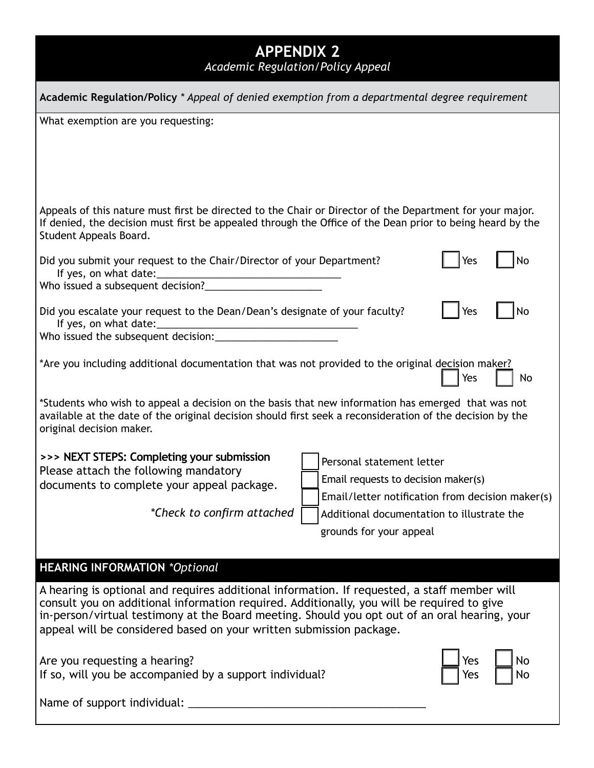# APPENDIX 2

*Academic Regulation/Policy Appeal*

**Academic Regulation/Policy** *\* Appeal of denied exemption from a departmental degree requirement*

What exemption are you requesting:

Appeals of this nature must first be directed to the Chair or Director of the Department for your major. If denied, the decision must first be appealed through the Office of the Dean prior to being heard by the Student Appeals Board.

Did you submit your request to the Chair/Director of your Department? ☐ Yes ☐ No

If yes, on what date:________________________________

Who issued a subsequent decision?____________________

Did you escalate your request to the Dean/Dean's designate of your faculty? ☐ Yes ☐ No

If yes, on what date:____________________________________

Who issued the subsequent decision:_____________________

\*Are you including additional documentation that was not provided to the original decision maker? ☐ Yes ☐ No

\*Students who wish to appeal a decision on the basis that new information has emerged that was not available at the date of the original decision should first seek a reconsideration of the decision by the original decision maker.

**>>> NEXT STEPS: Completing your submission**

Please attach the following mandatory documents to complete your appeal package.

*\*Check to confirm attached*

- ☐ Personal statement letter
- ☐ Email requests to decision maker(s)
- ☐ Email/letter notification from decision maker(s)
- ☐ Additional documentation to illustrate the grounds for your appeal

## HEARING INFORMATION *\*Optional*

A hearing is optional and requires additional information. If requested, a staff member will consult you on additional information required. Additionally, you will be required to give in-person/virtual testimony at the Board meeting. Should you opt out of an oral hearing, your appeal will be considered based on your written submission package.

Are you requesting a hearing? ☐ Yes ☐ No

If so, will you be accompanied by a support individual? ☐ Yes ☐ No

Name of support individual: ________________________________________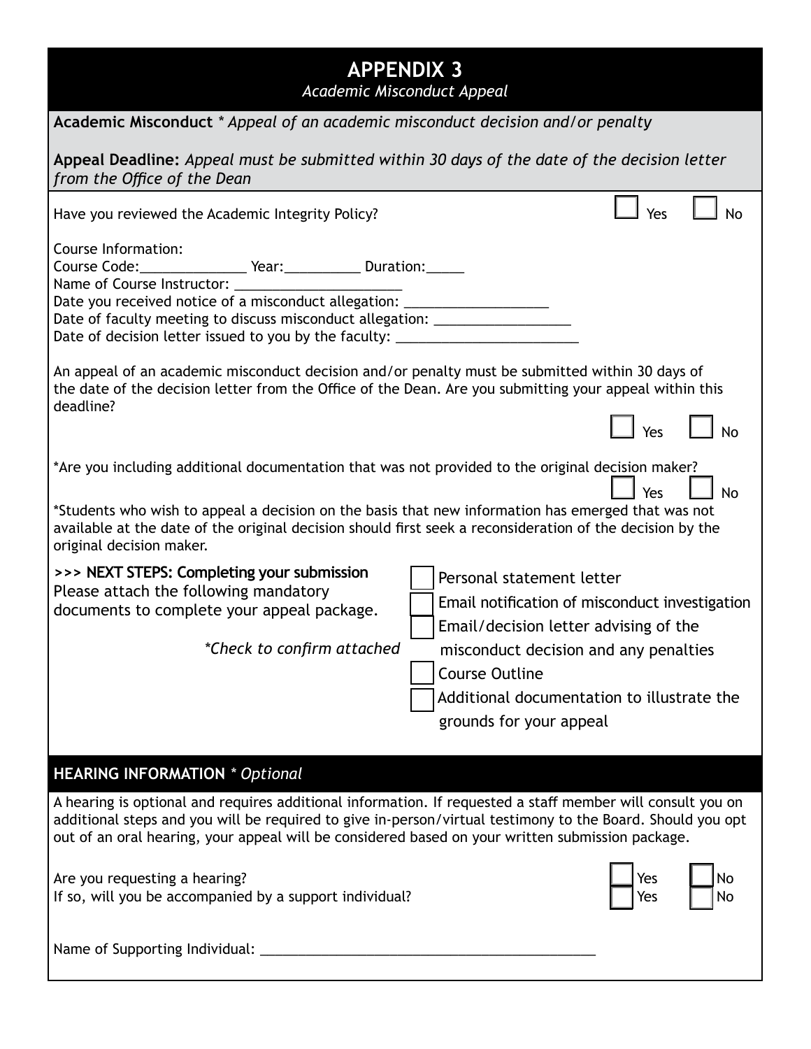# APPENDIX 3

*Academic Misconduct Appeal*

**Academic Misconduct** * *Appeal of an academic misconduct decision and/or penalty*

**Appeal Deadline:** *Appeal must be submitted within 30 days of the date of the decision letter from the Office of the Dean*

Have you reviewed the Academic Integrity Policy? ☐ Yes ☐ No

Course Information:
Course Code:______________ Year:__________ Duration:_____
Name of Course Instructor: _______________________
Date you received notice of a misconduct allegation: ___________________
Date of faculty meeting to discuss misconduct allegation: __________________
Date of decision letter issued to you by the faculty: ________________________

An appeal of an academic misconduct decision and/or penalty must be submitted within 30 days of the date of the decision letter from the Office of the Dean. Are you submitting your appeal within this deadline?

☐ Yes ☐ No

*Are you including additional documentation that was not provided to the original decision maker?

☐ Yes ☐ No

*Students who wish to appeal a decision on the basis that new information has emerged that was not available at the date of the original decision should first seek a reconsideration of the decision by the original decision maker.

**>>> NEXT STEPS: Completing your submission**
Please attach the following mandatory documents to complete your appeal package.

*\*Check to confirm attached*

- ☐ Personal statement letter
- ☐ Email notification of misconduct investigation
- ☐ Email/decision letter advising of the misconduct decision and any penalties
- ☐ Course Outline
- ☐ Additional documentation to illustrate the grounds for your appeal

## HEARING INFORMATION * *Optional*

A hearing is optional and requires additional information. If requested a staff member will consult you on additional steps and you will be required to give in-person/virtual testimony to the Board. Should you opt out of an oral hearing, your appeal will be considered based on your written submission package.

Are you requesting a hearing? ☐ Yes ☐ No
If so, will you be accompanied by a support individual? ☐ Yes ☐ No

Name of Supporting Individual: ____________________________________________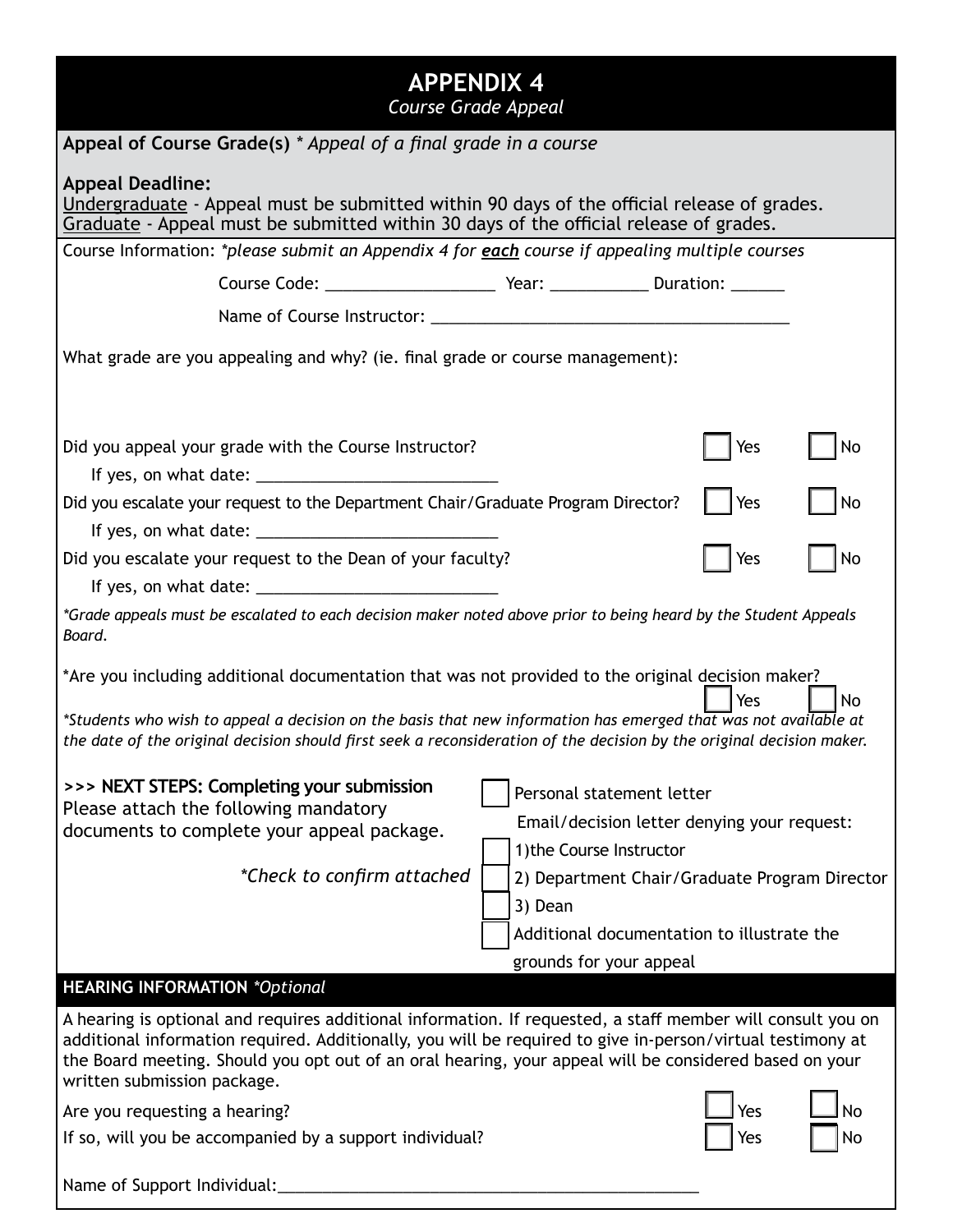# APPENDIX 4

*Course Grade Appeal*

**Appeal of Course Grade(s)** * *Appeal of a final grade in a course*

**Appeal Deadline:**
Undergraduate - Appeal must be submitted within 90 days of the official release of grades.
Graduate - Appeal must be submitted within 30 days of the official release of grades.

Course Information: **please submit an Appendix 4 for **each** course if appealing multiple courses*

Course Code: ___________________ Year: ___________ Duration: ______

Name of Course Instructor: ________________________________________

What grade are you appealing and why? (ie. final grade or course management):

Did you appeal your grade with the Course Instructor? ☐ Yes ☐ No

If yes, on what date: ___________________________

Did you escalate your request to the Department Chair/Graduate Program Director? ☐ Yes ☐ No

If yes, on what date: ___________________________

Did you escalate your request to the Dean of your faculty? ☐ Yes ☐ No

If yes, on what date: ___________________________

**Grade appeals must be escalated to each decision maker noted above prior to being heard by the Student Appeals Board.*

*Are you including additional documentation that was not provided to the original decision maker? ☐ Yes ☐ No

**Students who wish to appeal a decision on the basis that new information has emerged that was not available at the date of the original decision should first seek a reconsideration of the decision by the original decision maker.*

**>>> NEXT STEPS: Completing your submission**
Please attach the following mandatory documents to complete your appeal package.

**Check to confirm attached*

- ☐ Personal statement letter
- Email/decision letter denying your request:
  - ☐ 1)the Course Instructor
  - ☐ 2) Department Chair/Graduate Program Director
  - ☐ 3) Dean
- ☐ Additional documentation to illustrate the grounds for your appeal

## HEARING INFORMATION *Optional*

A hearing is optional and requires additional information. If requested, a staff member will consult you on additional information required. Additionally, you will be required to give in-person/virtual testimony at the Board meeting. Should you opt out of an oral hearing, your appeal will be considered based on your written submission package.

Are you requesting a hearing? ☐ Yes ☐ No

If so, will you be accompanied by a support individual? ☐ Yes ☐ No

Name of Support Individual:_______________________________________________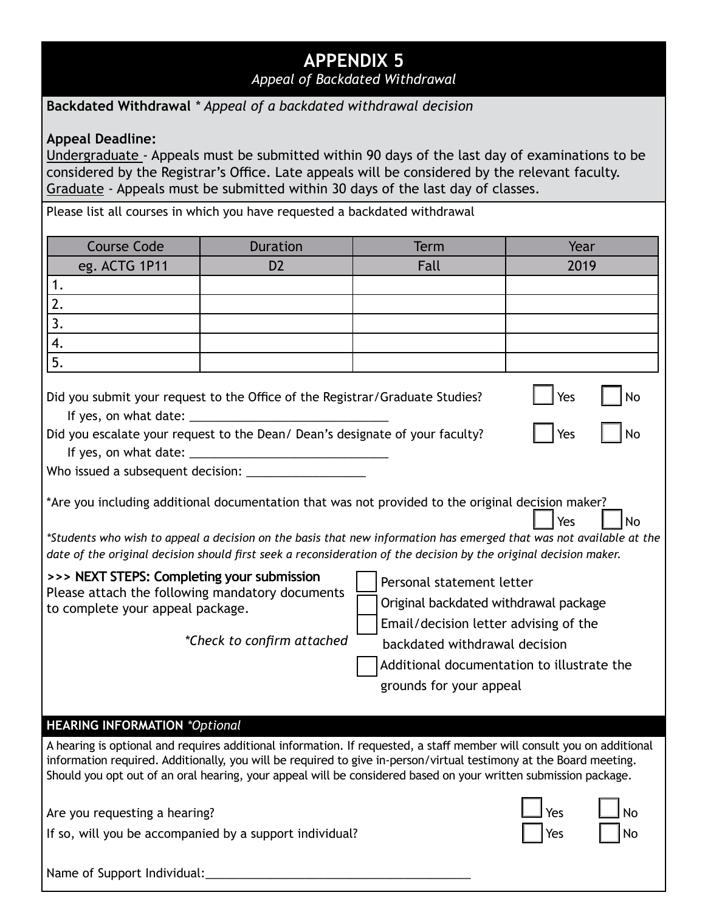# APPENDIX 5

*Appeal of Backdated Withdrawal*

**Backdated Withdrawal** *\* Appeal of a backdated withdrawal decision*

**Appeal Deadline:**

Undergraduate - Appeals must be submitted within 90 days of the last day of examinations to be considered by the Registrar's Office. Late appeals will be considered by the relevant faculty.

Graduate - Appeals must be submitted within 30 days of the last day of classes.

Please list all courses in which you have requested a backdated withdrawal

| Course Code | Duration | Term | Year |
|---|---|---|---|
| eg. ACTG 1P11 | D2 | Fall | 2019 |
| 1. | | | |
| 2. | | | |
| 3. | | | |
| 4. | | | |
| 5. | | | |

Did you submit your request to the Office of the Registrar/Graduate Studies? ☐ Yes ☐ No

If yes, on what date: ______________________________

Did you escalate your request to the Dean/ Dean's designate of your faculty? ☐ Yes ☐ No

If yes, on what date: ______________________________

Who issued a subsequent decision: __________________

\*Are you including additional documentation that was not provided to the original decision maker? ☐ Yes ☐ No

*\*Students who wish to appeal a decision on the basis that new information has emerged that was not available at the date of the original decision should first seek a reconsideration of the decision by the original decision maker.*

**>>> NEXT STEPS: Completing your submission**

Please attach the following mandatory documents to complete your appeal package.

*\*Check to confirm attached*

- ☐ Personal statement letter
- ☐ Original backdated withdrawal package
- ☐ Email/decision letter advising of the backdated withdrawal decision
- ☐ Additional documentation to illustrate the grounds for your appeal

## HEARING INFORMATION *\*Optional*

A hearing is optional and requires additional information. If requested, a staff member will consult you on additional information required. Additionally, you will be required to give in-person/virtual testimony at the Board meeting. Should you opt out of an oral hearing, your appeal will be considered based on your written submission package.

Are you requesting a hearing? ☐ Yes ☐ No

If so, will you be accompanied by a support individual? ☐ Yes ☐ No

Name of Support Individual:________________________________________